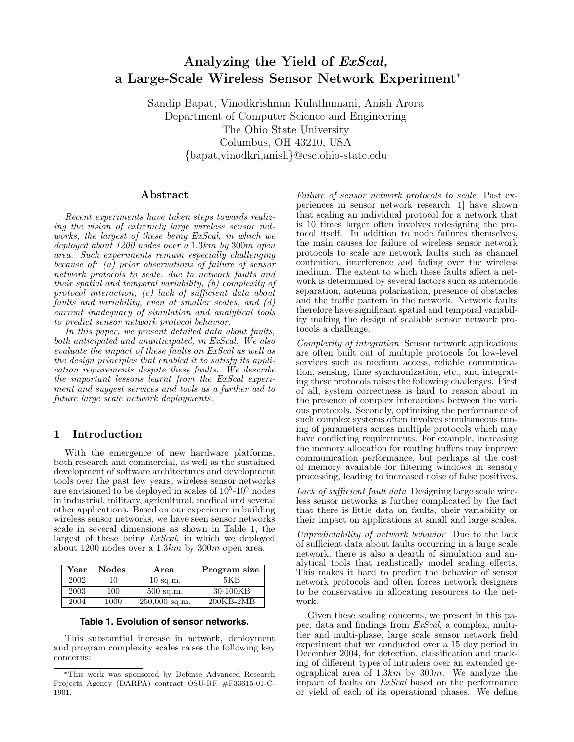# Analyzing the Yield of *ExScal*, a Large-Scale Wireless Sensor Network Experiment*

Sandip Bapat, Vinodkrishnan Kulathumani, Anish Arora
Department of Computer Science and Engineering
The Ohio State University
Columbus, OH 43210, USA
{bapat,vinodkri,anish}@cse.ohio-state.edu

## Abstract

*Recent experiments have taken steps towards realizing the vision of extremely large wireless sensor networks, the largest of these being ExScal, in which we deployed about 1200 nodes over a 1.3km by 300m open area. Such experiments remain especially challenging because of: (a) prior observations of failure of sensor network protocols to scale, due to network faults and their spatial and temporal variability, (b) complexity of protocol interaction, (c) lack of sufficient data about faults and variability, even at smaller scales, and (d) current inadequacy of simulation and analytical tools to predict sensor network protocol behavior.*

*In this paper, we present detailed data about faults, both anticipated and unanticipated, in ExScal. We also evaluate the impact of these faults on ExScal as well as the design principles that enabled it to satisfy its application requirements despite these faults. We describe the important lessons learnt from the ExScal experiment and suggest services and tools as a further aid to future large scale network deployments.*

## 1 Introduction

With the emergence of new hardware platforms, both research and commercial, as well as the sustained development of software architectures and development tools over the past few years, wireless sensor networks are envisioned to be deployed in scales of $10^5$-$10^6$ nodes in industrial, military, agricultural, medical and several other applications. Based on our experience in building wireless sensor networks, we have seen sensor networks scale in several dimensions as shown in Table 1, the largest of these being *ExScal*, in which we deployed about 1200 nodes over a 1.3*km* by 300*m* open area.

| Year | Nodes | Area | Program size |
|---|---|---|---|
| 2002 | 10 | 10 sq.m. | 5KB |
| 2003 | 100 | 500 sq.m. | 30-100KB |
| 2004 | 1000 | 250,000 sq.m. | 200KB-2MB |

**Table 1. Evolution of sensor networks.**

This substantial increase in network, deployment and program complexity scales raises the following key concerns:

*Failure of sensor network protocols to scale* Past experiences in sensor network research [1] have shown that scaling an individual protocol for a network that is 10 times larger often involves redesigning the protocol itself. In addition to node failures themselves, the main causes for failure of wireless sensor network protocols to scale are network faults such as channel contention, interference and fading over the wireless medium. The extent to which these faults affect a network is determined by several factors such as internode separation, antenna polarization, presence of obstacles and the traffic pattern in the network. Network faults therefore have significant spatial and temporal variability making the design of scalable sensor network protocols a challenge.

*Complexity of integration* Sensor network applications are often built out of multiple protocols for low-level services such as medium access, reliable communication, sensing, time synchronization, etc., and integrating these protocols raises the following challenges. First of all, system correctness is hard to reason about in the presence of complex interactions between the various protocols. Secondly, optimizing the performance of such complex systems often involves simultaneous tuning of parameters across multiple protocols which may have conflicting requirements. For example, increasing the memory allocation for routing buffers may improve communication performance, but perhaps at the cost of memory available for filtering windows in sensory processing, leading to increased noise of false positives.

*Lack of sufficient fault data* Designing large scale wireless sensor networks is further complicated by the fact that there is little data on faults, their variability or their impact on applications at small and large scales.

*Unpredictability of network behavior* Due to the lack of sufficient data about faults occurring in a large scale network, there is also a dearth of simulation and analytical tools that realistically model scaling effects. This makes it hard to predict the behavior of sensor network protocols and often forces network designers to be conservative in allocating resources to the network.

Given these scaling concerns, we present in this paper, data and findings from *ExScal*, a complex, multi-tier and multi-phase, large scale sensor network field experiment that we conducted over a 15 day period in December 2004, for detection, classification and tracking of different types of intruders over an extended geographical area of 1.3*km* by 300*m*. We analyze the impact of faults on *ExScal* based on the performance or yield of each of its operational phases. We define

*This work was sponsored by Defense Advanced Research Projects Agency (DARPA) contract OSU-RF #F33615-01-C-1901.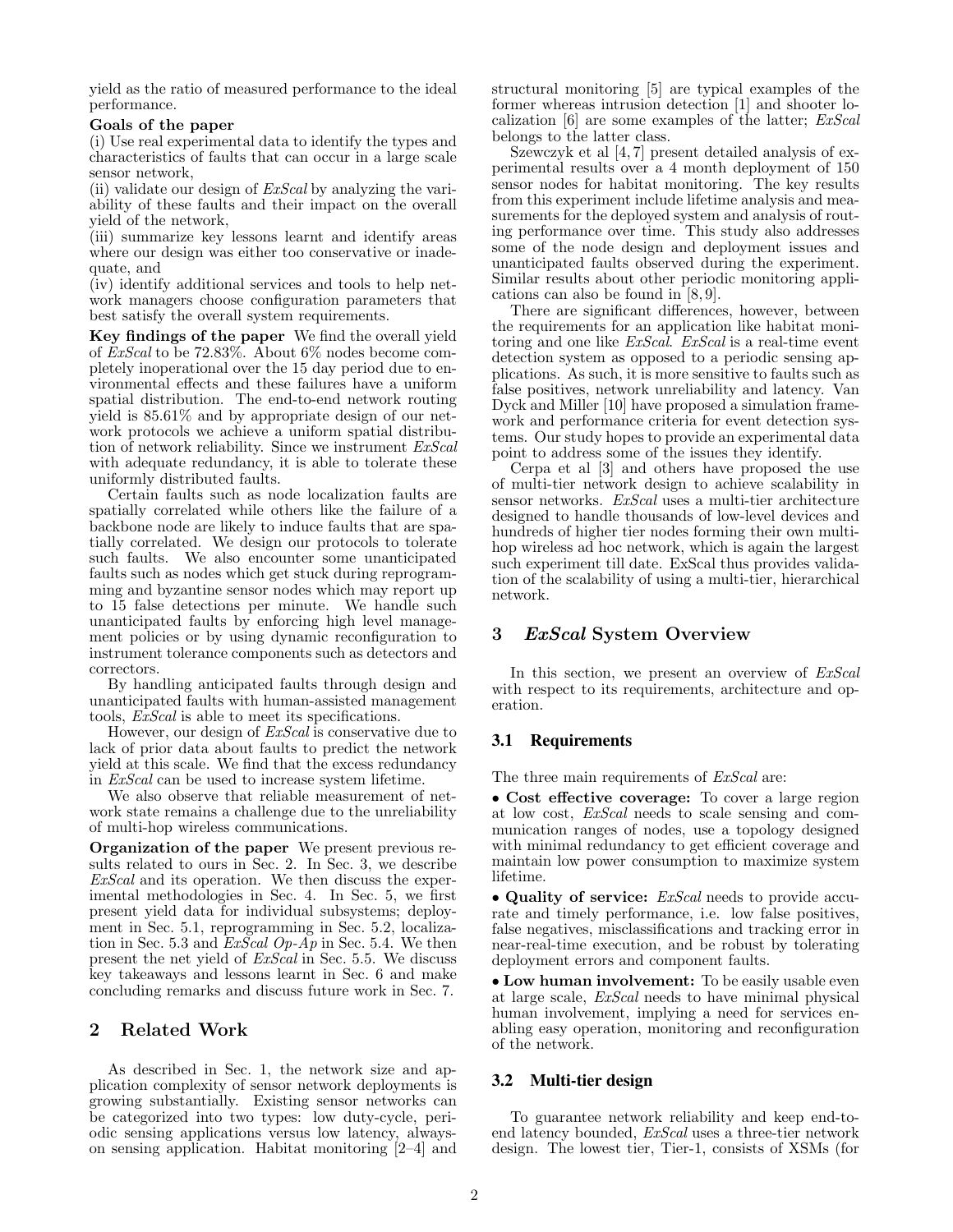yield as the ratio of measured performance to the ideal performance.

**Goals of the paper**

(i) Use real experimental data to identify the types and characteristics of faults that can occur in a large scale sensor network,
(ii) validate our design of *ExScal* by analyzing the variability of these faults and their impact on the overall yield of the network,
(iii) summarize key lessons learnt and identify areas where our design was either too conservative or inadequate, and
(iv) identify additional services and tools to help network managers choose configuration parameters that best satisfy the overall system requirements.

**Key findings of the paper** We find the overall yield of *ExScal* to be 72.83%. About 6% nodes become completely inoperational over the 15 day period due to environmental effects and these failures have a uniform spatial distribution. The end-to-end network routing yield is 85.61% and by appropriate design of our network protocols we achieve a uniform spatial distribution of network reliability. Since we instrument *ExScal* with adequate redundancy, it is able to tolerate these uniformly distributed faults.

Certain faults such as node localization faults are spatially correlated while others like the failure of a backbone node are likely to induce faults that are spatially correlated. We design our protocols to tolerate such faults. We also encounter some unanticipated faults such as nodes which get stuck during reprogramming and byzantine sensor nodes which may report up to 15 false detections per minute. We handle such unanticipated faults by enforcing high level management policies or by using dynamic reconfiguration to instrument tolerance components such as detectors and correctors.

By handling anticipated faults through design and unanticipated faults with human-assisted management tools, *ExScal* is able to meet its specifications.

However, our design of *ExScal* is conservative due to lack of prior data about faults to predict the network yield at this scale. We find that the excess redundancy in *ExScal* can be used to increase system lifetime.

We also observe that reliable measurement of network state remains a challenge due to the unreliability of multi-hop wireless communications.

**Organization of the paper** We present previous results related to ours in Sec. 2. In Sec. 3, we describe *ExScal* and its operation. We then discuss the experimental methodologies in Sec. 4. In Sec. 5, we first present yield data for individual subsystems; deployment in Sec. 5.1, reprogramming in Sec. 5.2, localization in Sec. 5.3 and *ExScal Op-Ap* in Sec. 5.4. We then present the net yield of *ExScal* in Sec. 5.5. We discuss key takeaways and lessons learnt in Sec. 6 and make concluding remarks and discuss future work in Sec. 7.

## 2 Related Work

As described in Sec. 1, the network size and application complexity of sensor network deployments is growing substantially. Existing sensor networks can be categorized into two types: low duty-cycle, periodic sensing applications versus low latency, always-on sensing application. Habitat monitoring [2–4] and structural monitoring [5] are typical examples of the former whereas intrusion detection [1] and shooter localization [6] are some examples of the latter; *ExScal* belongs to the latter class.

Szewczyk et al [4, 7] present detailed analysis of experimental results over a 4 month deployment of 150 sensor nodes for habitat monitoring. The key results from this experiment include lifetime analysis and measurements for the deployed system and analysis of routing performance over time. This study also addresses some of the node design and deployment issues and unanticipated faults observed during the experiment. Similar results about other periodic monitoring applications can also be found in [8, 9].

There are significant differences, however, between the requirements for an application like habitat monitoring and one like *ExScal*. *ExScal* is a real-time event detection system as opposed to a periodic sensing applications. As such, it is more sensitive to faults such as false positives, network unreliability and latency. Van Dyck and Miller [10] have proposed a simulation framework and performance criteria for event detection systems. Our study hopes to provide an experimental data point to address some of the issues they identify.

Cerpa et al [3] and others have proposed the use of multi-tier network design to achieve scalability in sensor networks. *ExScal* uses a multi-tier architecture designed to handle thousands of low-level devices and hundreds of higher tier nodes forming their own multi-hop wireless ad hoc network, which is again the largest such experiment till date. ExScal thus provides validation of the scalability of using a multi-tier, hierarchical network.

## 3 *ExScal* System Overview

In this section, we present an overview of *ExScal* with respect to its requirements, architecture and operation.

### 3.1 Requirements

The three main requirements of *ExScal* are:

• **Cost effective coverage:** To cover a large region at low cost, *ExScal* needs to scale sensing and communication ranges of nodes, use a topology designed with minimal redundancy to get efficient coverage and maintain low power consumption to maximize system lifetime.

• **Quality of service:** *ExScal* needs to provide accurate and timely performance, i.e. low false positives, false negatives, misclassifications and tracking error in near-real-time execution, and be robust by tolerating deployment errors and component faults.

• **Low human involvement:** To be easily usable even at large scale, *ExScal* needs to have minimal physical human involvement, implying a need for services enabling easy operation, monitoring and reconfiguration of the network.

### 3.2 Multi-tier design

To guarantee network reliability and keep end-to-end latency bounded, *ExScal* uses a three-tier network design. The lowest tier, Tier-1, consists of XSMs (for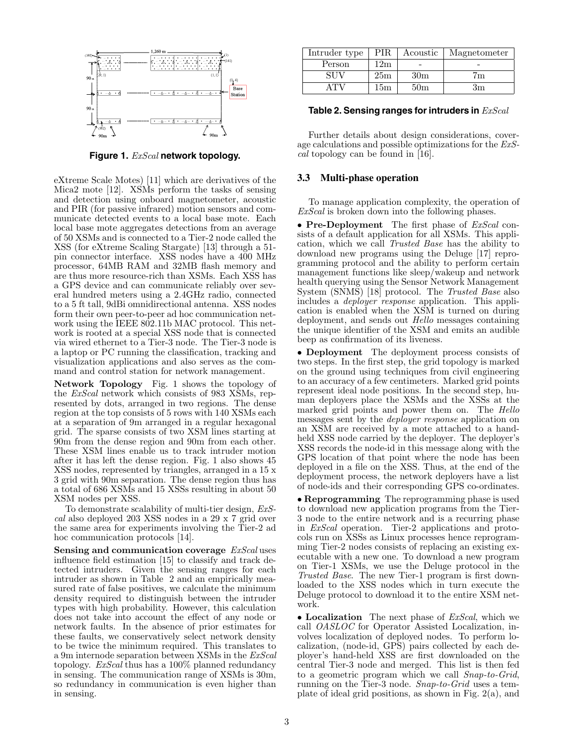Figure 1. *ExScal* network topology.

eXtreme Scale Motes) [11] which are derivatives of the Mica2 mote [12]. XSMs perform the tasks of sensing and detection using onboard magnetometer, acoustic and PIR (for passive infrared) motion sensors and communicate detected events to a local base mote. Each local base mote aggregates detections from an average of 50 XSMs and is connected to a Tier-2 node called the XSS (for eXtreme Scaling Stargate) [13] through a 51-pin connector interface. XSS nodes have a 400 MHz processor, 64MB RAM and 32MB flash memory and are thus more resource-rich than XSMs. Each XSS has a GPS device and can communicate reliably over several hundred meters using a 2.4GHz radio, connected to a 5 ft tall, 9dBi omnidirectional antenna. XSS nodes form their own peer-to-peer ad hoc communication network using the IEEE 802.11b MAC protocol. This network is rooted at a special XSS node that is connected via wired ethernet to a Tier-3 node. The Tier-3 node is a laptop or PC running the classification, tracking and visualization applications and also serves as the command and control station for network management.

**Network Topology** Fig. 1 shows the topology of the *ExScal* network which consists of 983 XSMs, represented by dots, arranged in two regions. The dense region at the top consists of 5 rows with 140 XSMs each at a separation of 9m arranged in a regular hexagonal grid. The sparse consists of two XSM lines starting at 90m from the dense region and 90m from each other. These XSM lines enable us to track intruder motion after it has left the dense region. Fig. 1 also shows 45 XSS nodes, represented by triangles, arranged in a 15 x 3 grid with 90m separation. The dense region thus has a total of 686 XSMs and 15 XSSs resulting in about 50 XSM nodes per XSS.

To demonstrate scalability of multi-tier design, *ExScal* also deployed 203 XSS nodes in a 29 x 7 grid over the same area for experiments involving the Tier-2 ad hoc communication protocols [14].

**Sensing and communication coverage** *ExScal* uses influence field estimation [15] to classify and track detected intruders. Given the sensing ranges for each intruder as shown in Table 2 and an empirically measured rate of false positives, we calculate the minimum density required to distinguish between the intruder types with high probability. However, this calculation does not take into account the effect of any node or network faults. In the absence of prior estimates for these faults, we conservatively select network density to be twice the minimum required. This translates to a 9m internode separation between XSMs in the *ExScal* topology. *ExScal* thus has a 100% planned redundancy in sensing. The communication range of XSMs is 30m, so redundancy in communication is even higher than in sensing.

| Intruder type | PIR | Acoustic | Magnetometer |
|---|---|---|---|
| Person | 12m | - | - |
| SUV | 25m | 30m | 7m |
| ATV | 15m | 50m | 3m |

**Table 2. Sensing ranges for intruders in *ExScal***

Further details about design considerations, coverage calculations and possible optimizations for the *ExScal* topology can be found in [16].

### 3.3 Multi-phase operation

To manage application complexity, the operation of *ExScal* is broken down into the following phases.

• **Pre-Deployment** The first phase of *ExScal* consists of a default application for all XSMs. This application, which we call *Trusted Base* has the ability to download new programs using the Deluge [17] reprogramming protocol and the ability to perform certain management functions like sleep/wakeup and network health querying using the Sensor Network Management System (SNMS) [18] protocol. The *Trusted Base* also includes a *deployer response* application. This application is enabled when the XSM is turned on during deployment, and sends out *Hello* messages containing the unique identifier of the XSM and emits an audible beep as confirmation of its liveness.

• **Deployment** The deployment process consists of two steps. In the first step, the grid topology is marked on the ground using techniques from civil engineering to an accuracy of a few centimeters. Marked grid points represent ideal node positions. In the second step, human deployers place the XSMs and the XSSs at the marked grid points and power them on. The *Hello* messages sent by the *deployer response* application on an XSM are received by a mote attached to a handheld XSS node carried by the deployer. The deployer's XSS records the node-id in this message along with the GPS location of that point where the node has been deployed in a file on the XSS. Thus, at the end of the deployment process, the network deployers have a list of node-ids and their corresponding GPS co-ordinates.

• **Reprogramming** The reprogramming phase is used to download new application programs from the Tier-3 node to the entire network and is a recurring phase in *ExScal* operation. Tier-2 applications and protocols run on XSSs as Linux processes hence reprogramming Tier-2 nodes consists of replacing an existing executable with a new one. To download a new program on Tier-1 XSMs, we use the Deluge protocol in the *Trusted Base*. The new Tier-1 program is first downloaded to the XSS nodes which in turn execute the Deluge protocol to download it to the entire XSM network.

• **Localization** The next phase of *ExScal*, which we call *OASLOC* for Operator Assisted Localization, involves localization of deployed nodes. To perform localization, (node-id, GPS) pairs collected by each deployer's hand-held XSS are first downloaded on the central Tier-3 node and merged. This list is then fed to a geometric program which we call *Snap-to-Grid*, running on the Tier-3 node. *Snap-to-Grid* uses a template of ideal grid positions, as shown in Fig. 2(a), and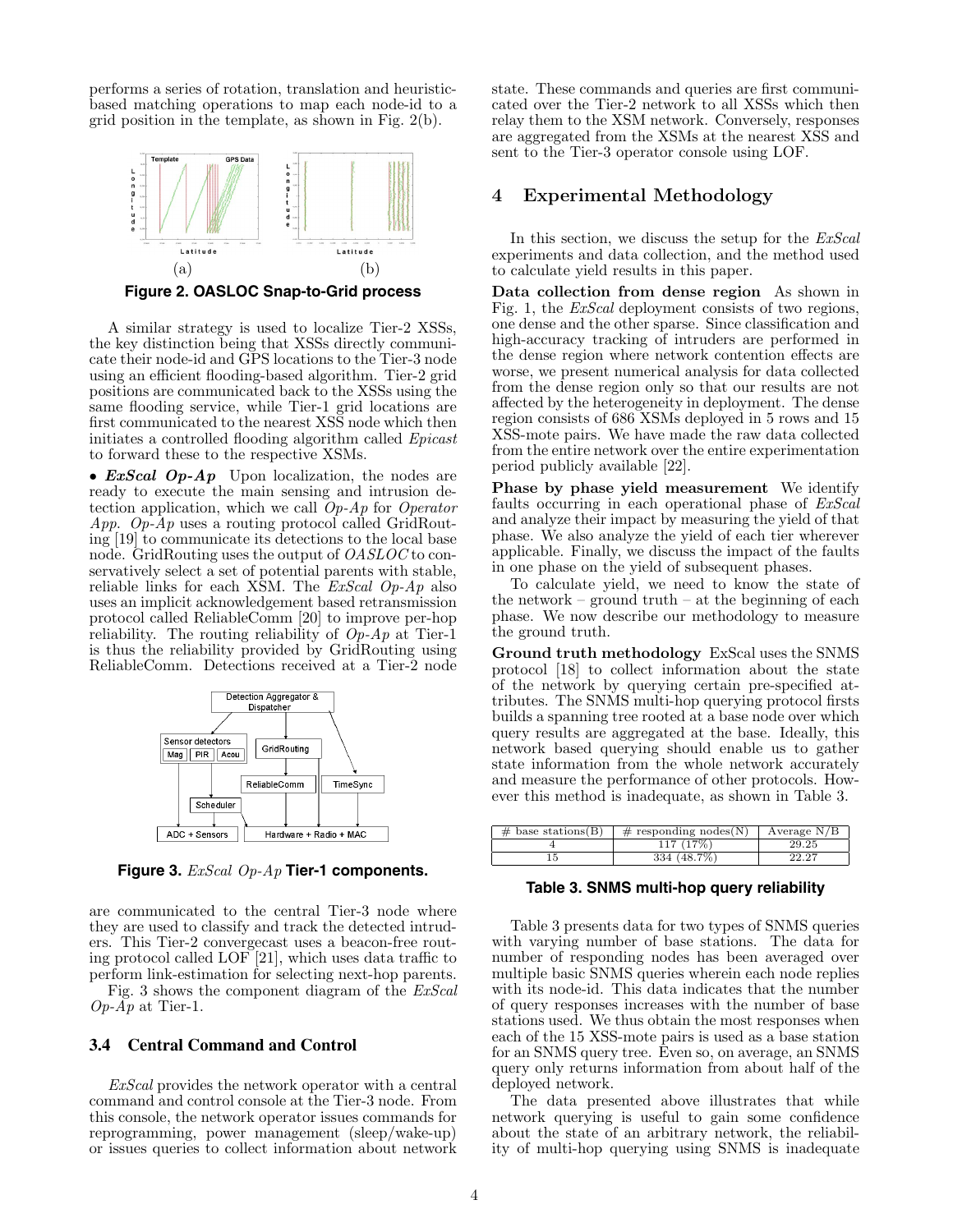performs a series of rotation, translation and heuristic-based matching operations to map each node-id to a grid position in the template, as shown in Fig. 2(b).

**Figure 2. OASLOC Snap-to-Grid process**

A similar strategy is used to localize Tier-2 XSSs, the key distinction being that XSSs directly communicate their node-id and GPS locations to the Tier-3 node using an efficient flooding-based algorithm. Tier-2 grid positions are communicated back to the XSSs using the same flooding service, while Tier-1 grid locations are first communicated to the nearest XSS node which then initiates a controlled flooding algorithm called *Epicast* to forward these to the respective XSMs.

• ***ExScal Op-Ap*** Upon localization, the nodes are ready to execute the main sensing and intrusion detection application, which we call *Op-Ap* for *Operator App*. *Op-Ap* uses a routing protocol called GridRouting [19] to communicate its detections to the local base node. GridRouting uses the output of *OASLOC* to conservatively select a set of potential parents with stable, reliable links for each XSM. The *ExScal Op-Ap* also uses an implicit acknowledgement based retransmission protocol called ReliableComm [20] to improve per-hop reliability. The routing reliability of *Op-Ap* at Tier-1 is thus the reliability provided by GridRouting using ReliableComm. Detections received at a Tier-2 node are communicated to the central Tier-3 node where they are used to classify and track the detected intruders. This Tier-2 convergecast uses a beacon-free routing protocol called LOF [21], which uses data traffic to perform link-estimation for selecting next-hop parents.

Fig. 3 shows the component diagram of the *ExScal Op-Ap* at Tier-1.

**Figure 3.** *ExScal Op-Ap* **Tier-1 components.**

### 3.4 Central Command and Control

*ExScal* provides the network operator with a central command and control console at the Tier-3 node. From this console, the network operator issues commands for reprogramming, power management (sleep/wake-up) or issues queries to collect information about network state. These commands and queries are first communicated over the Tier-2 network to all XSSs which then relay them to the XSM network. Conversely, responses are aggregated from the XSMs at the nearest XSS and sent to the Tier-3 operator console using LOF.

## 4 Experimental Methodology

In this section, we discuss the setup for the *ExScal* experiments and data collection, and the method used to calculate yield results in this paper.

**Data collection from dense region** As shown in Fig. 1, the *ExScal* deployment consists of two regions, one dense and the other sparse. Since classification and high-accuracy tracking of intruders are performed in the dense region where network contention effects are worse, we present numerical analysis for data collected from the dense region only so that our results are not affected by the heterogeneity in deployment. The dense region consists of 686 XSMs deployed in 5 rows and 15 XSS-mote pairs. We have made the raw data collected from the entire network over the entire experimentation period publicly available [22].

**Phase by phase yield measurement** We identify faults occurring in each operational phase of *ExScal* and analyze their impact by measuring the yield of that phase. We also analyze the yield of each tier wherever applicable. Finally, we discuss the impact of the faults in one phase on the yield of subsequent phases.

To calculate yield, we need to know the state of the network – ground truth – at the beginning of each phase. We now describe our methodology to measure the ground truth.

**Ground truth methodology** ExScal uses the SNMS protocol [18] to collect information about the state of the network by querying certain pre-specified attributes. The SNMS multi-hop querying protocol firsts builds a spanning tree rooted at a base node over which query results are aggregated at the base. Ideally, this network based querying should enable us to gather state information from the whole network accurately and measure the performance of other protocols. However this method is inadequate, as shown in Table 3.

| # base stations(B) | # responding nodes(N) | Average N/B |
|---|---|---|
| 4 | 117 (17%) | 29.25 |
| 15 | 334 (48.7%) | 22.27 |

**Table 3. SNMS multi-hop query reliability**

Table 3 presents data for two types of SNMS queries with varying number of base stations. The data for number of responding nodes has been averaged over multiple basic SNMS queries wherein each node replies with its node-id. This data indicates that the number of query responses increases with the number of base stations used. We thus obtain the most responses when each of the 15 XSS-mote pairs is used as a base station for an SNMS query tree. Even so, on average, an SNMS query only returns information from about half of the deployed network.

The data presented above illustrates that while network querying is useful to gain some confidence about the state of an arbitrary network, the reliability of multi-hop querying using SNMS is inadequate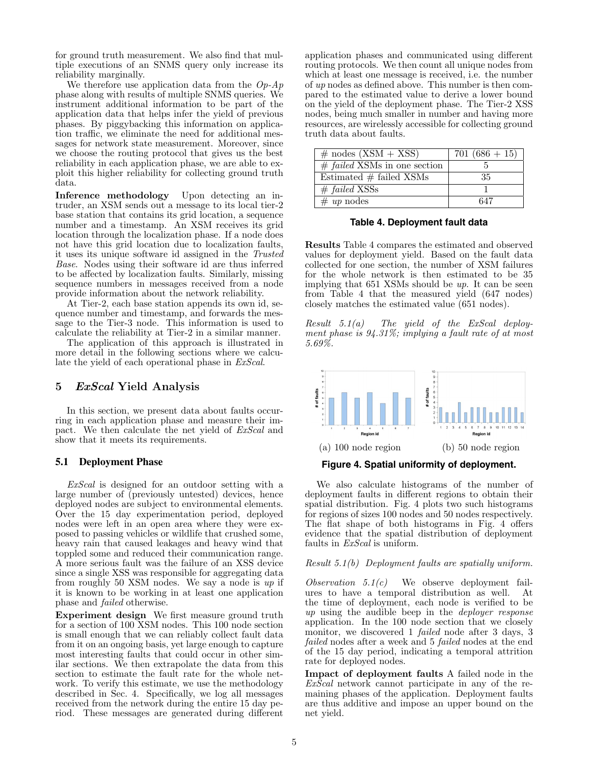for ground truth measurement. We also find that multiple executions of an SNMS query only increase its reliability marginally.

We therefore use application data from the *Op-Ap* phase along with results of multiple SNMS queries. We instrument additional information to be part of the application data that helps infer the yield of previous phases. By piggybacking this information on application traffic, we eliminate the need for additional messages for network state measurement. Moreover, since we choose the routing protocol that gives us the best reliability in each application phase, we are able to exploit this higher reliability for collecting ground truth data.

**Inference methodology** Upon detecting an intruder, an XSM sends out a message to its local tier-2 base station that contains its grid location, a sequence number and a timestamp. An XSM receives its grid location through the localization phase. If a node does not have this grid location due to localization faults, it uses its unique software id assigned in the *Trusted Base*. Nodes using their software id are thus inferred to be affected by localization faults. Similarly, missing sequence numbers in messages received from a node provide information about the network reliability.

At Tier-2, each base station appends its own id, sequence number and timestamp, and forwards the message to the Tier-3 node. This information is used to calculate the reliability at Tier-2 in a similar manner.

The application of this approach is illustrated in more detail in the following sections where we calculate the yield of each operational phase in *ExScal*.

## 5 *ExScal* Yield Analysis

In this section, we present data about faults occurring in each application phase and measure their impact. We then calculate the net yield of *ExScal* and show that it meets its requirements.

### 5.1 Deployment Phase

*ExScal* is designed for an outdoor setting with a large number of (previously untested) devices, hence deployed nodes are subject to environmental elements. Over the 15 day experimentation period, deployed nodes were left in an open area where they were exposed to passing vehicles or wildlife that crushed some, heavy rain that caused leakages and heavy wind that toppled some and reduced their communication range. A more serious fault was the failure of an XSS device since a single XSS was responsible for aggregating data from roughly 50 XSM nodes. We say a node is *up* if it is known to be working in at least one application phase and *failed* otherwise.

**Experiment design** We first measure ground truth for a section of 100 XSM nodes. This 100 node section is small enough that we can reliably collect fault data from it on an ongoing basis, yet large enough to capture most interesting faults that could occur in other similar sections. We then extrapolate the data from this section to estimate the fault rate for the whole network. To verify this estimate, we use the methodology described in Sec. 4. Specifically, we log all messages received from the network during the entire 15 day period. These messages are generated during different application phases and communicated using different routing protocols. We then count all unique nodes from which at least one message is received, i.e. the number of *up* nodes as defined above. This number is then compared to the estimated value to derive a lower bound on the yield of the deployment phase. The Tier-2 XSS nodes, being much smaller in number and having more resources, are wirelessly accessible for collecting ground truth data about faults.

| | |
|---|---|
| # nodes (XSM + XSS) | 701 (686 + 15) |
| # *failed* XSMs in one section | 5 |
| Estimated # failed XSMs | 35 |
| # *failed* XSSs | 1 |
| # *up* nodes | 647 |

**Table 4. Deployment fault data**

**Results** Table 4 compares the estimated and observed values for deployment yield. Based on the fault data collected for one section, the number of XSM failures for the whole network is then estimated to be 35 implying that 651 XSMs should be *up*. It can be seen from Table 4 that the measured yield (647 nodes) closely matches the estimated value (651 nodes).

*Result 5.1(a) The yield of the ExScal deployment phase is 94.31%; implying a fault rate of at most 5.69%.*

(a) 100 node region (b) 50 node region

**Figure 4. Spatial uniformity of deployment.**

We also calculate histograms of the number of deployment faults in different regions to obtain their spatial distribution. Fig. 4 plots two such histograms for regions of sizes 100 nodes and 50 nodes respectively. The flat shape of both histograms in Fig. 4 offers evidence that the spatial distribution of deployment faults in *ExScal* is uniform.

*Result 5.1(b) Deployment faults are spatially uniform.*

*Observation 5.1(c)* We observe deployment failures to have a temporal distribution as well. At the time of deployment, each node is verified to be *up* using the audible beep in the *deployer response* application. In the 100 node section that we closely monitor, we discovered 1 *failed* node after 3 days, 3 *failed* nodes after a week and 5 *failed* nodes at the end of the 15 day period, indicating a temporal attrition rate for deployed nodes.

**Impact of deployment faults** A failed node in the *ExScal* network cannot participate in any of the remaining phases of the application. Deployment faults are thus additive and impose an upper bound on the net yield.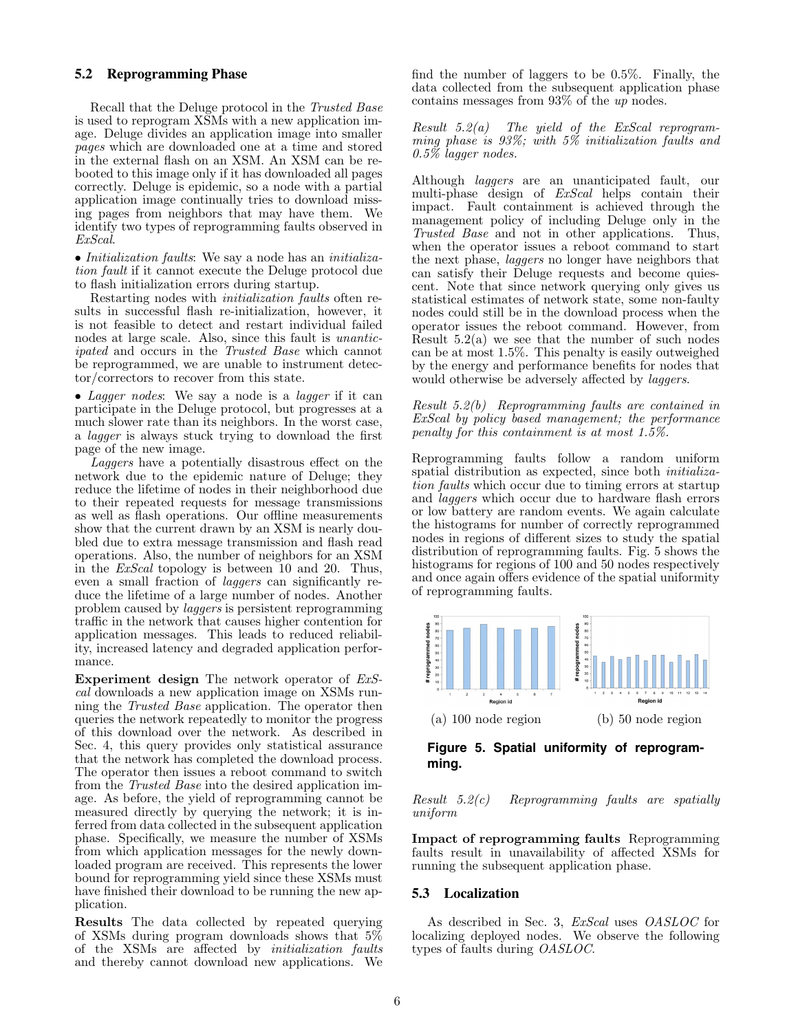### 5.2 Reprogramming Phase

Recall that the Deluge protocol in the *Trusted Base* is used to reprogram XSMs with a new application image. Deluge divides an application image into smaller *pages* which are downloaded one at a time and stored in the external flash on an XSM. An XSM can be rebooted to this image only if it has downloaded all pages correctly. Deluge is epidemic, so a node with a partial application image continually tries to download missing pages from neighbors that may have them. We identify two types of reprogramming faults observed in *ExScal*.

• *Initialization faults*: We say a node has an *initialization fault* if it cannot execute the Deluge protocol due to flash initialization errors during startup.

Restarting nodes with *initialization faults* often results in successful flash re-initialization, however, it is not feasible to detect and restart individual failed nodes at large scale. Also, since this fault is *unanticipated* and occurs in the *Trusted Base* which cannot be reprogrammed, we are unable to instrument detector/correctors to recover from this state.

• *Lagger nodes*: We say a node is a *lagger* if it can participate in the Deluge protocol, but progresses at a much slower rate than its neighbors. In the worst case, a *lagger* is always stuck trying to download the first page of the new image.

*Laggers* have a potentially disastrous effect on the network due to the epidemic nature of Deluge; they reduce the lifetime of nodes in their neighborhood due to their repeated requests for message transmissions as well as flash operations. Our offline measurements show that the current drawn by an XSM is nearly doubled due to extra message transmission and flash read operations. Also, the number of neighbors for an XSM in the *ExScal* topology is between 10 and 20. Thus, even a small fraction of *laggers* can significantly reduce the lifetime of a large number of nodes. Another problem caused by *laggers* is persistent reprogramming traffic in the network that causes higher contention for application messages. This leads to reduced reliability, increased latency and degraded application performance.

**Experiment design** The network operator of *ExScal* downloads a new application image on XSMs running the *Trusted Base* application. The operator then queries the network repeatedly to monitor the progress of this download over the network. As described in Sec. 4, this query provides only statistical assurance that the network has completed the download process. The operator then issues a reboot command to switch from the *Trusted Base* into the desired application image. As before, the yield of reprogramming cannot be measured directly by querying the network; it is inferred from data collected in the subsequent application phase. Specifically, we measure the number of XSMs from which application messages for the newly downloaded program are received. This represents the lower bound for reprogramming yield since these XSMs must have finished their download to be running the new application.

**Results** The data collected by repeated querying of XSMs during program downloads shows that 5% of the XSMs are affected by *initialization faults* and thereby cannot download new applications. We find the number of laggers to be 0.5%. Finally, the data collected from the subsequent application phase contains messages from 93% of the *up* nodes.

*Result 5.2(a) The yield of the ExScal reprogramming phase is 93%; with 5% initialization faults and 0.5% lagger nodes.*

Although *laggers* are an unanticipated fault, our multi-phase design of *ExScal* helps contain their impact. Fault containment is achieved through the management policy of including Deluge only in the *Trusted Base* and not in other applications. Thus, when the operator issues a reboot command to start the next phase, *laggers* no longer have neighbors that can satisfy their Deluge requests and become quiescent. Note that since network querying only gives us statistical estimates of network state, some non-faulty nodes could still be in the download process when the operator issues the reboot command. However, from Result 5.2(a) we see that the number of such nodes can be at most 1.5%. This penalty is easily outweighed by the energy and performance benefits for nodes that would otherwise be adversely affected by *laggers*.

*Result 5.2(b) Reprogramming faults are contained in ExScal by policy based management; the performance penalty for this containment is at most 1.5%.*

Reprogramming faults follow a random uniform spatial distribution as expected, since both *initialization faults* which occur due to timing errors at startup and *laggers* which occur due to hardware flash errors or low battery are random events. We again calculate the histograms for number of correctly reprogrammed nodes in regions of different sizes to study the spatial distribution of reprogramming faults. Fig. 5 shows the histograms for regions of 100 and 50 nodes respectively and once again offers evidence of the spatial uniformity of reprogramming faults.

(a) 100 node region (b) 50 node region

**Figure 5. Spatial uniformity of reprogramming.**

*Result 5.2(c) Reprogramming faults are spatially uniform*

**Impact of reprogramming faults** Reprogramming faults result in unavailability of affected XSMs for running the subsequent application phase.

### 5.3 Localization

As described in Sec. 3, *ExScal* uses *OASLOC* for localizing deployed nodes. We observe the following types of faults during *OASLOC*.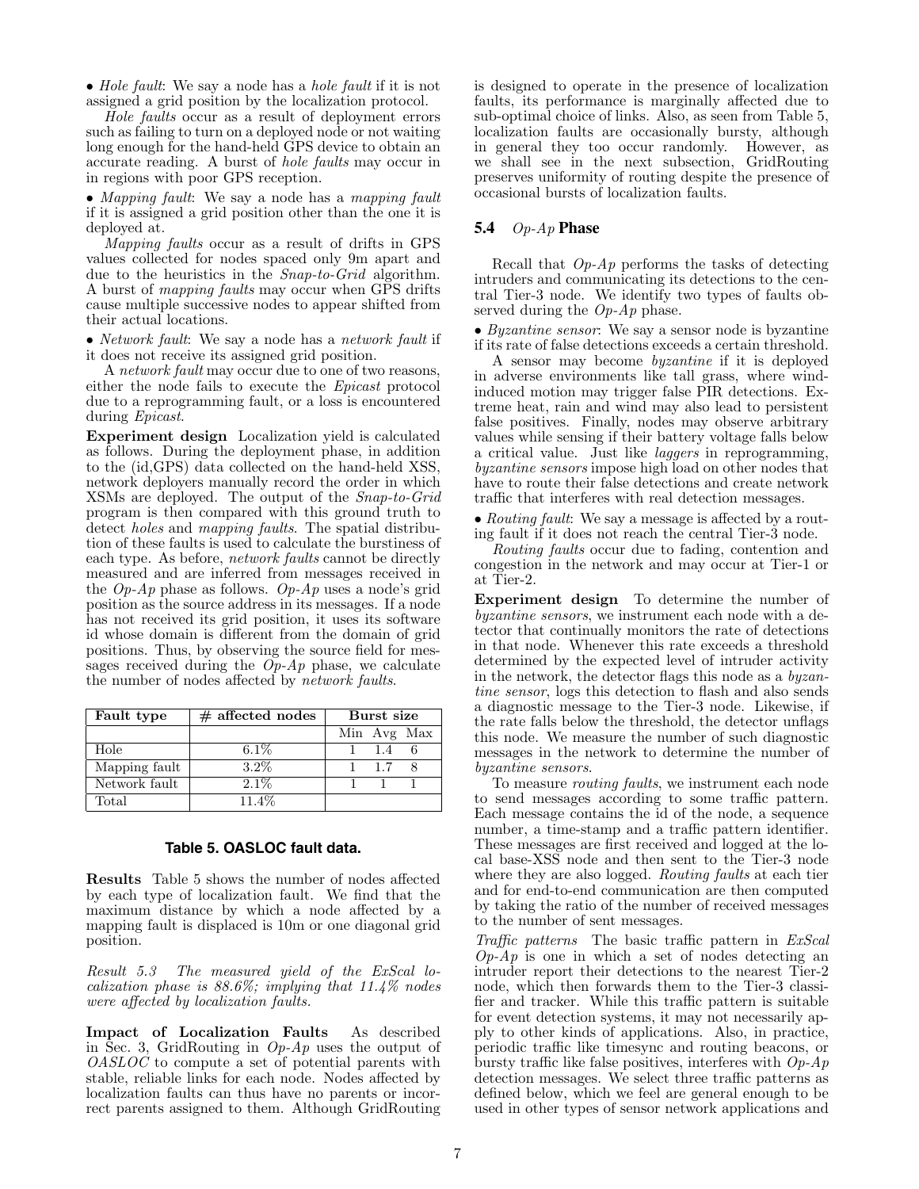• *Hole fault*: We say a node has a *hole fault* if it is not assigned a grid position by the localization protocol.

*Hole faults* occur as a result of deployment errors such as failing to turn on a deployed node or not waiting long enough for the hand-held GPS device to obtain an accurate reading. A burst of *hole faults* may occur in in regions with poor GPS reception.

• *Mapping fault*: We say a node has a *mapping fault* if it is assigned a grid position other than the one it is deployed at.

*Mapping faults* occur as a result of drifts in GPS values collected for nodes spaced only 9m apart and due to the heuristics in the *Snap-to-Grid* algorithm. A burst of *mapping faults* may occur when GPS drifts cause multiple successive nodes to appear shifted from their actual locations.

• *Network fault*: We say a node has a *network fault* if it does not receive its assigned grid position.

A *network fault* may occur due to one of two reasons, either the node fails to execute the *Epicast* protocol due to a reprogramming fault, or a loss is encountered during *Epicast*.

**Experiment design** Localization yield is calculated as follows. During the deployment phase, in addition to the (id,GPS) data collected on the hand-held XSS, network deployers manually record the order in which XSMs are deployed. The output of the *Snap-to-Grid* program is then compared with this ground truth to detect *holes* and *mapping faults*. The spatial distribution of these faults is used to calculate the burstiness of each type. As before, *network faults* cannot be directly measured and are inferred from messages received in the *Op-Ap* phase as follows. *Op-Ap* uses a node's grid position as the source address in its messages. If a node has not received its grid position, it uses its software id whose domain is different from the domain of grid positions. Thus, by observing the source field for messages received during the *Op-Ap* phase, we calculate the number of nodes affected by *network faults*.

| Fault type | # affected nodes | Burst size | | |
|---|---|---|---|---|
| | | Min | Avg | Max |
| Hole | 6.1% | 1 | 1.4 | 6 |
| Mapping fault | 3.2% | 1 | 1.7 | 8 |
| Network fault | 2.1% | 1 | 1 | 1 |
| Total | 11.4% | | | |

**Table 5. OASLOC fault data.**

**Results** Table 5 shows the number of nodes affected by each type of localization fault. We find that the maximum distance by which a node affected by a mapping fault is displaced is 10m or one diagonal grid position.

*Result 5.3 The measured yield of the ExScal localization phase is 88.6%; implying that 11.4% nodes were affected by localization faults.*

**Impact of Localization Faults** As described in Sec. 3, GridRouting in *Op-Ap* uses the output of *OASLOC* to compute a set of potential parents with stable, reliable links for each node. Nodes affected by localization faults can thus have no parents or incorrect parents assigned to them. Although GridRouting is designed to operate in the presence of localization faults, its performance is marginally affected due to sub-optimal choice of links. Also, as seen from Table 5, localization faults are occasionally bursty, although in general they too occur randomly. However, as we shall see in the next subsection, GridRouting preserves uniformity of routing despite the presence of occasional bursts of localization faults.

### 5.4 *Op-Ap* Phase

Recall that *Op-Ap* performs the tasks of detecting intruders and communicating its detections to the central Tier-3 node. We identify two types of faults observed during the *Op-Ap* phase.

• *Byzantine sensor*: We say a sensor node is byzantine if its rate of false detections exceeds a certain threshold.

A sensor may become *byzantine* if it is deployed in adverse environments like tall grass, where wind-induced motion may trigger false PIR detections. Extreme heat, rain and wind may also lead to persistent false positives. Finally, nodes may observe arbitrary values while sensing if their battery voltage falls below a critical value. Just like *laggers* in reprogramming, *byzantine sensors* impose high load on other nodes that have to route their false detections and create network traffic that interferes with real detection messages.

• *Routing fault*: We say a message is affected by a routing fault if it does not reach the central Tier-3 node.

*Routing faults* occur due to fading, contention and congestion in the network and may occur at Tier-1 or at Tier-2.

**Experiment design** To determine the number of *byzantine sensors*, we instrument each node with a detector that continually monitors the rate of detections in that node. Whenever this rate exceeds a threshold determined by the expected level of intruder activity in the network, the detector flags this node as a *byzantine sensor*, logs this detection to flash and also sends a diagnostic message to the Tier-3 node. Likewise, if the rate falls below the threshold, the detector unflags this node. We measure the number of such diagnostic messages in the network to determine the number of *byzantine sensors*.

To measure *routing faults*, we instrument each node to send messages according to some traffic pattern. Each message contains the id of the node, a sequence number, a time-stamp and a traffic pattern identifier. These messages are first received and logged at the local base-XSS node and then sent to the Tier-3 node where they are also logged. *Routing faults* at each tier and for end-to-end communication are then computed by taking the ratio of the number of received messages to the number of sent messages.

*Traffic patterns* The basic traffic pattern in *ExScal Op-Ap* is one in which a set of nodes detecting an intruder report their detections to the nearest Tier-2 node, which then forwards them to the Tier-3 classifier and tracker. While this traffic pattern is suitable for event detection systems, it may not necessarily apply to other kinds of applications. Also, in practice, periodic traffic like timesync and routing beacons, or bursty traffic like false positives, interferes with *Op-Ap* detection messages. We select three traffic patterns as defined below, which we feel are general enough to be used in other types of sensor network applications and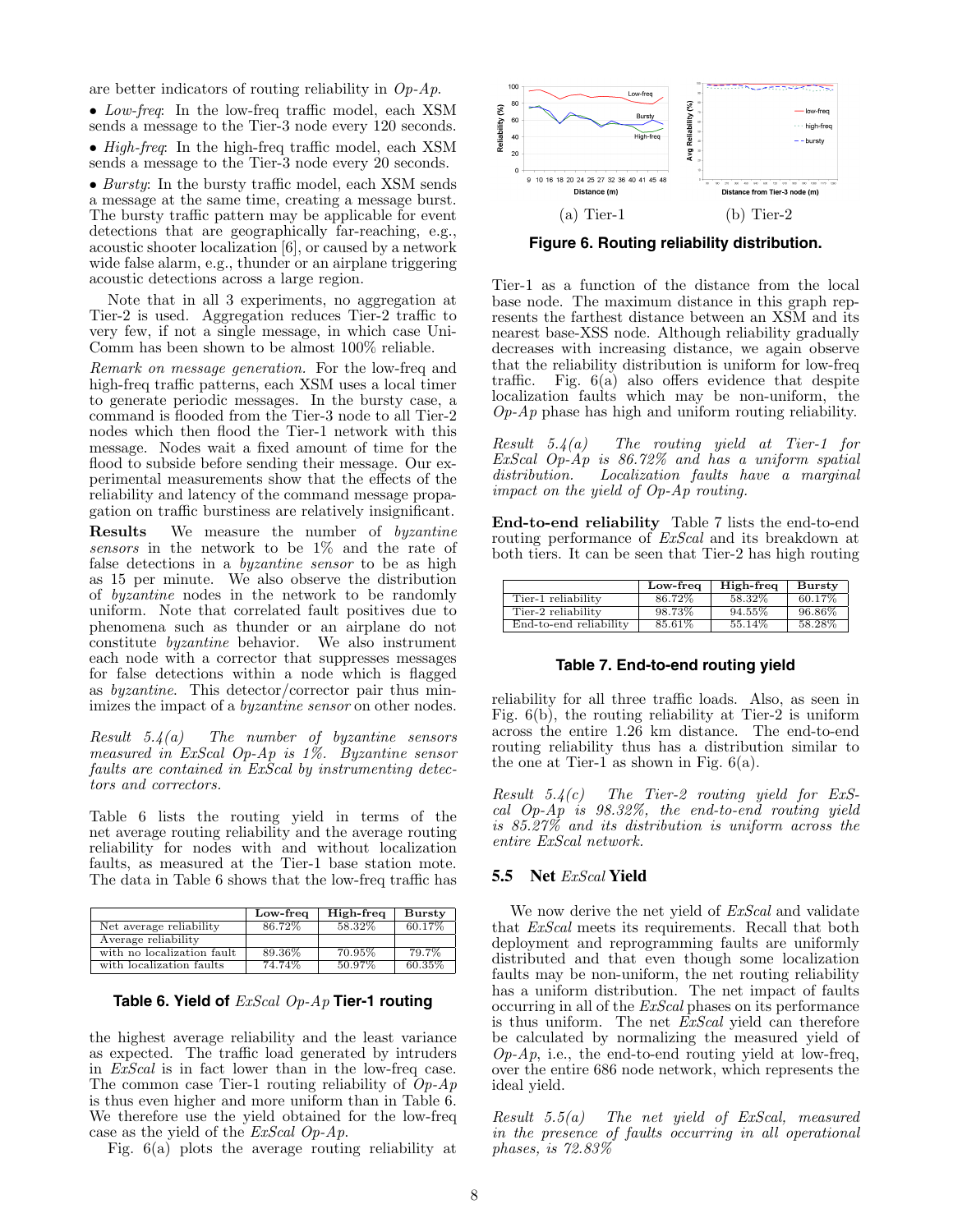are better indicators of routing reliability in *Op-Ap*.

- *Low-freq*: In the low-freq traffic model, each XSM sends a message to the Tier-3 node every 120 seconds.
- *High-freq*: In the high-freq traffic model, each XSM sends a message to the Tier-3 node every 20 seconds.
- *Bursty*: In the bursty traffic model, each XSM sends a message at the same time, creating a message burst. The bursty traffic pattern may be applicable for event detections that are geographically far-reaching, e.g., acoustic shooter localization [6], or caused by a network wide false alarm, e.g., thunder or an airplane triggering acoustic detections across a large region.

Note that in all 3 experiments, no aggregation at Tier-2 is used. Aggregation reduces Tier-2 traffic to very few, if not a single message, in which case UniComm has been shown to be almost 100% reliable.

*Remark on message generation.* For the low-freq and high-freq traffic patterns, each XSM uses a local timer to generate periodic messages. In the bursty case, a command is flooded from the Tier-3 node to all Tier-2 nodes which then flood the Tier-1 network with this message. Nodes wait a fixed amount of time for the flood to subside before sending their message. Our experimental measurements show that the effects of the reliability and latency of the command message propagation on traffic burstiness are relatively insignificant.

**Results** We measure the number of *byzantine sensors* in the network to be 1% and the rate of false detections in a *byzantine sensor* to be as high as 15 per minute. We also observe the distribution of *byzantine* nodes in the network to be randomly uniform. Note that correlated fault positives due to phenomena such as thunder or an airplane do not constitute *byzantine* behavior. We also instrument each node with a corrector that suppresses messages for false detections within a node which is flagged as *byzantine*. This detector/corrector pair thus minimizes the impact of a *byzantine sensor* on other nodes.

*Result 5.4(a) The number of byzantine sensors measured in ExScal Op-Ap is 1%. Byzantine sensor faults are contained in ExScal by instrumenting detectors and correctors.*

Table 6 lists the routing yield in terms of the net average routing reliability and the average routing reliability for nodes with and without localization faults, as measured at the Tier-1 base station mote. The data in Table 6 shows that the low-freq traffic has

| | Low-freq | High-freq | Bursty |
|---|---|---|---|
| Net average reliability | 86.72% | 58.32% | 60.17% |
| Average reliability | | | |
| with no localization fault | 89.36% | 70.95% | 79.7% |
| with localization faults | 74.74% | 50.97% | 60.35% |

**Table 6. Yield of *ExScal Op-Ap* Tier-1 routing**

the highest average reliability and the least variance as expected. The traffic load generated by intruders in *ExScal* is in fact lower than in the low-freq case. The common case Tier-1 routing reliability of *Op-Ap* is thus even higher and more uniform than in Table 6. We therefore use the yield obtained for the low-freq case as the yield of the *ExScal Op-Ap*.

Fig. 6(a) plots the average routing reliability at Tier-1 as a function of the distance from the local base node. The maximum distance in this graph represents the farthest distance between an XSM and its nearest base-XSS node. Although reliability gradually decreases with increasing distance, we again observe that the reliability distribution is uniform for low-freq traffic. Fig. 6(a) also offers evidence that despite localization faults which may be non-uniform, the *Op-Ap* phase has high and uniform routing reliability.

(a) Tier-1 (b) Tier-2

**Figure 6. Routing reliability distribution.**

*Result 5.4(a) The routing yield at Tier-1 for ExScal Op-Ap is 86.72% and has a uniform spatial distribution. Localization faults have a marginal impact on the yield of Op-Ap routing.*

**End-to-end reliability** Table 7 lists the end-to-end routing performance of *ExScal* and its breakdown at both tiers. It can be seen that Tier-2 has high routing

| | Low-freq | High-freq | Bursty |
|---|---|---|---|
| Tier-1 reliability | 86.72% | 58.32% | 60.17% |
| Tier-2 reliability | 98.73% | 94.55% | 96.86% |
| End-to-end reliability | 85.61% | 55.14% | 58.28% |

**Table 7. End-to-end routing yield**

reliability for all three traffic loads. Also, as seen in Fig. 6(b), the routing reliability at Tier-2 is uniform across the entire 1.26 km distance. The end-to-end routing reliability thus has a distribution similar to the one at Tier-1 as shown in Fig. 6(a).

*Result 5.4(c) The Tier-2 routing yield for ExScal Op-Ap is 98.32%, the end-to-end routing yield is 85.27% and its distribution is uniform across the entire ExScal network.*

## 5.5 Net *ExScal* Yield

We now derive the net yield of *ExScal* and validate that *ExScal* meets its requirements. Recall that both deployment and reprogramming faults are uniformly distributed and that even though some localization faults may be non-uniform, the net routing reliability has a uniform distribution. The net impact of faults occurring in all of the *ExScal* phases on its performance is thus uniform. The net *ExScal* yield can therefore be calculated by normalizing the measured yield of *Op-Ap*, i.e., the end-to-end routing yield at low-freq, over the entire 686 node network, which represents the ideal yield.

*Result 5.5(a) The net yield of ExScal, measured in the presence of faults occurring in all operational phases, is 72.83%*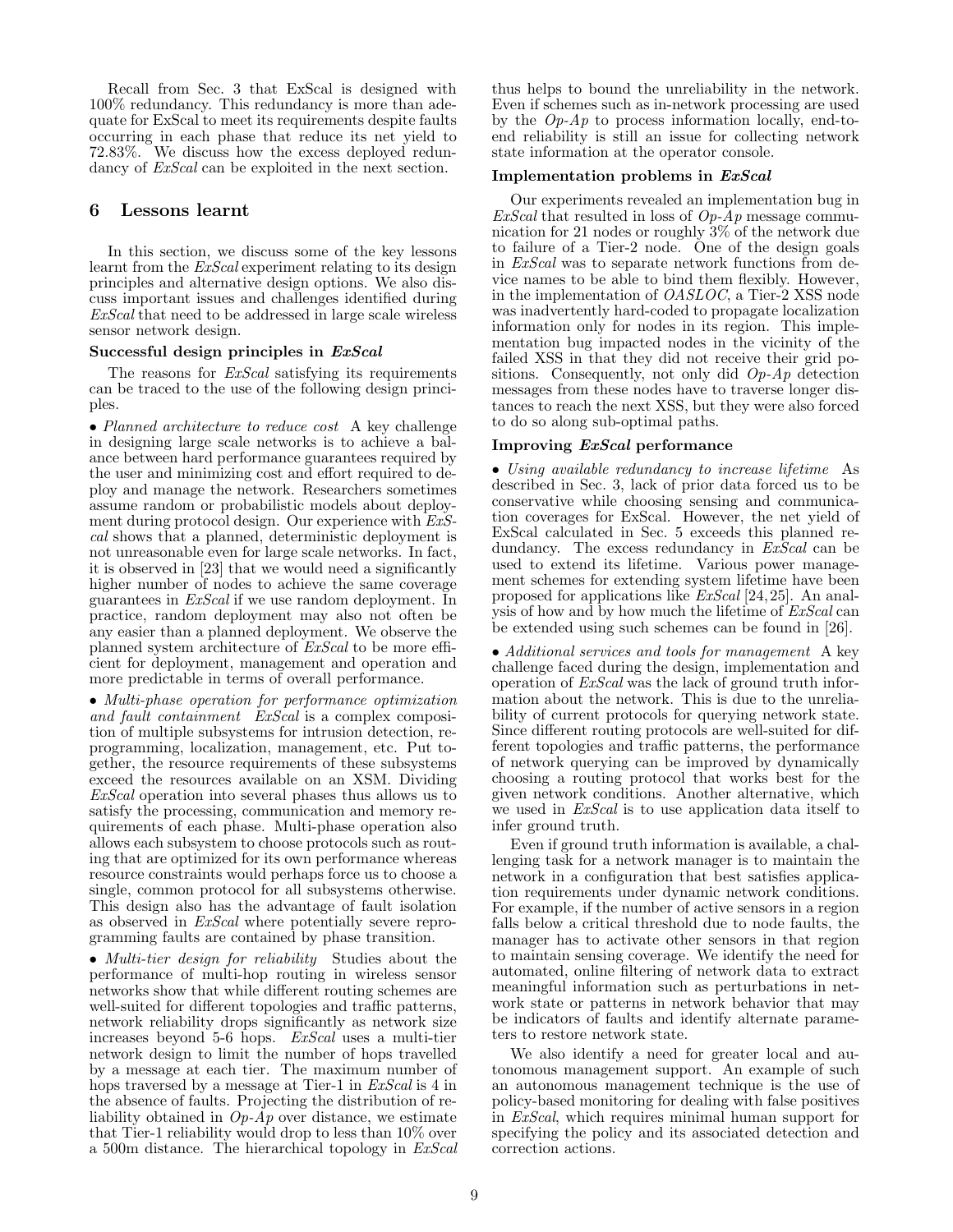Recall from Sec. 3 that ExScal is designed with 100% redundancy. This redundancy is more than adequate for ExScal to meet its requirements despite faults occurring in each phase that reduce its net yield to 72.83%. We discuss how the excess deployed redundancy of *ExScal* can be exploited in the next section.

## 6 Lessons learnt

In this section, we discuss some of the key lessons learnt from the *ExScal* experiment relating to its design principles and alternative design options. We also discuss important issues and challenges identified during *ExScal* that need to be addressed in large scale wireless sensor network design.

**Successful design principles in *ExScal***

The reasons for *ExScal* satisfying its requirements can be traced to the use of the following design principles.

• *Planned architecture to reduce cost* A key challenge in designing large scale networks is to achieve a balance between hard performance guarantees required by the user and minimizing cost and effort required to deploy and manage the network. Researchers sometimes assume random or probabilistic models about deployment during protocol design. Our experience with *ExScal* shows that a planned, deterministic deployment is not unreasonable even for large scale networks. In fact, it is observed in [23] that we would need a significantly higher number of nodes to achieve the same coverage guarantees in *ExScal* if we use random deployment. In practice, random deployment may also not often be any easier than a planned deployment. We observe the planned system architecture of *ExScal* to be more efficient for deployment, management and operation and more predictable in terms of overall performance.

• *Multi-phase operation for performance optimization and fault containment* *ExScal* is a complex composition of multiple subsystems for intrusion detection, reprogramming, localization, management, etc. Put together, the resource requirements of these subsystems exceed the resources available on an XSM. Dividing *ExScal* operation into several phases thus allows us to satisfy the processing, communication and memory requirements of each phase. Multi-phase operation also allows each subsystem to choose protocols such as routing that are optimized for its own performance whereas resource constraints would perhaps force us to choose a single, common protocol for all subsystems otherwise. This design also has the advantage of fault isolation as observed in *ExScal* where potentially severe reprogramming faults are contained by phase transition.

• *Multi-tier design for reliability* Studies about the performance of multi-hop routing in wireless sensor networks show that while different routing schemes are well-suited for different topologies and traffic patterns, network reliability drops significantly as network size increases beyond 5-6 hops. *ExScal* uses a multi-tier network design to limit the number of hops travelled by a message at each tier. The maximum number of hops traversed by a message at Tier-1 in *ExScal* is 4 in the absence of faults. Projecting the distribution of reliability obtained in *Op-Ap* over distance, we estimate that Tier-1 reliability would drop to less than 10% over a 500m distance. The hierarchical topology in *ExScal* thus helps to bound the unreliability in the network. Even if schemes such as in-network processing are used by the *Op-Ap* to process information locally, end-to-end reliability is still an issue for collecting network state information at the operator console.

**Implementation problems in *ExScal***

Our experiments revealed an implementation bug in *ExScal* that resulted in loss of *Op-Ap* message communication for 21 nodes or roughly 3% of the network due to failure of a Tier-2 node. One of the design goals in *ExScal* was to separate network functions from device names to be able to bind them flexibly. However, in the implementation of *OASLOC*, a Tier-2 XSS node was inadvertently hard-coded to propagate localization information only for nodes in its region. This implementation bug impacted nodes in the vicinity of the failed XSS in that they did not receive their grid positions. Consequently, not only did *Op-Ap* detection messages from these nodes have to traverse longer distances to reach the next XSS, but they were also forced to do so along sub-optimal paths.

**Improving *ExScal* performance**

• *Using available redundancy to increase lifetime* As described in Sec. 3, lack of prior data forced us to be conservative while choosing sensing and communication coverages for ExScal. However, the net yield of ExScal calculated in Sec. 5 exceeds this planned redundancy. The excess redundancy in *ExScal* can be used to extend its lifetime. Various power management schemes for extending system lifetime have been proposed for applications like *ExScal* [24, 25]. An analysis of how and by how much the lifetime of *ExScal* can be extended using such schemes can be found in [26].

• *Additional services and tools for management* A key challenge faced during the design, implementation and operation of *ExScal* was the lack of ground truth information about the network. This is due to the unreliability of current protocols for querying network state. Since different routing protocols are well-suited for different topologies and traffic patterns, the performance of network querying can be improved by dynamically choosing a routing protocol that works best for the given network conditions. Another alternative, which we used in *ExScal* is to use application data itself to infer ground truth.

Even if ground truth information is available, a challenging task for a network manager is to maintain the network in a configuration that best satisfies application requirements under dynamic network conditions. For example, if the number of active sensors in a region falls below a critical threshold due to node faults, the manager has to activate other sensors in that region to maintain sensing coverage. We identify the need for automated, online filtering of network data to extract meaningful information such as perturbations in network state or patterns in network behavior that may be indicators of faults and identify alternate parameters to restore network state.

We also identify a need for greater local and autonomous management support. An example of such an autonomous management technique is the use of policy-based monitoring for dealing with false positives in *ExScal*, which requires minimal human support for specifying the policy and its associated detection and correction actions.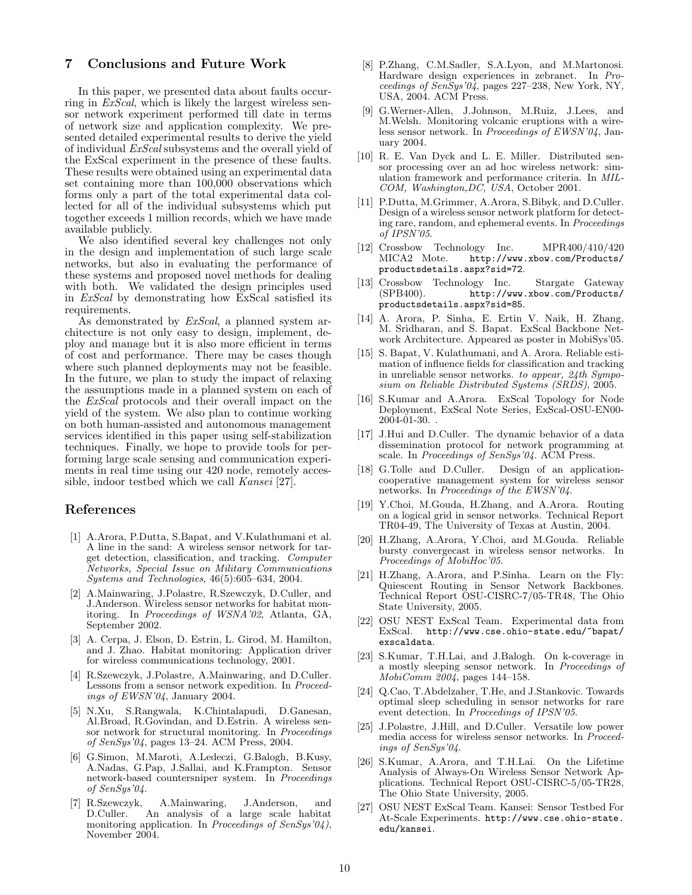## 7 Conclusions and Future Work

In this paper, we presented data about faults occurring in *ExScal*, which is likely the largest wireless sensor network experiment performed till date in terms of network size and application complexity. We presented detailed experimental results to derive the yield of individual *ExScal* subsystems and the overall yield of the ExScal experiment in the presence of these faults. These results were obtained using an experimental data set containing more than 100,000 observations which forms only a part of the total experimental data collected for all of the individual subsystems which put together exceeds 1 million records, which we have made available publicly.

We also identified several key challenges not only in the design and implementation of such large scale networks, but also in evaluating the performance of these systems and proposed novel methods for dealing with both. We validated the design principles used in *ExScal* by demonstrating how ExScal satisfied its requirements.

As demonstrated by *ExScal*, a planned system architecture is not only easy to design, implement, deploy and manage but it is also more efficient in terms of cost and performance. There may be cases though where such planned deployments may not be feasible. In the future, we plan to study the impact of relaxing the assumptions made in a planned system on each of the *ExScal* protocols and their overall impact on the yield of the system. We also plan to continue working on both human-assisted and autonomous management services identified in this paper using self-stabilization techniques. Finally, we hope to provide tools for performing large scale sensing and communication experiments in real time using our 420 node, remotely accessible, indoor testbed which we call *Kansei* [27].

## References

[1] A.Arora, P.Dutta, S.Bapat, and V.Kulathumani et al. A line in the sand: A wireless sensor network for target detection, classification, and tracking. *Computer Networks, Special Issue on Military Communications Systems and Technologies*, 46(5):605–634, 2004.

[2] A.Mainwaring, J.Polastre, R.Szewczyk, D.Culler, and J.Anderson. Wireless sensor networks for habitat monitoring. In *Proceedings of WSNA'02*, Atlanta, GA, September 2002.

[3] A. Cerpa, J. Elson, D. Estrin, L. Girod, M. Hamilton, and J. Zhao. Habitat monitoring: Application driver for wireless communications technology, 2001.

[4] R.Szewczyk, J.Polastre, A.Mainwaring, and D.Culler. Lessons from a sensor network expedition. In *Proceedings of EWSN'04*, January 2004.

[5] N.Xu, S.Rangwala, K.Chintalapudi, D.Ganesan, Al.Broad, R.Govindan, and D.Estrin. A wireless sensor network for structural monitoring. In *Proceedings of SenSys'04*, pages 13–24. ACM Press, 2004.

[6] G.Simon, M.Maroti, A.Ledeczi, G.Balogh, B.Kusy, A.Nadas, G.Pap, J.Sallai, and K.Frampton. Sensor network-based countersniper system. In *Proceedings of SenSys'04*.

[7] R.Szewczyk, A.Mainwaring, J.Anderson, and D.Culler. An analysis of a large scale habitat monitoring application. In *Proceedings of SenSys'04)*, November 2004.

[8] P.Zhang, C.M.Sadler, S.A.Lyon, and M.Martonosi. Hardware design experiences in zebranet. In *Proceedings of SenSys'04*, pages 227–238, New York, NY, USA, 2004. ACM Press.

[9] G.Werner-Allen, J.Johnson, M.Ruiz, J.Lees, and M.Welsh. Monitoring volcanic eruptions with a wireless sensor network. In *Proceedings of EWSN'04*, January 2004.

[10] R. E. Van Dyck and L. E. Miller. Distributed sensor processing over an ad hoc wireless network: simulation framework and performance criteria. In *MILCOM, Washington,DC, USA*, October 2001.

[11] P.Dutta, M.Grimmer, A.Arora, S.Bibyk, and D.Culler. Design of a wireless sensor network platform for detecting rare, random, and ephemeral events. In *Proceedings of IPSN'05*.

[12] Crossbow Technology Inc. MPR400/410/420 MICA2 Mote. `http://www.xbow.com/Products/productsdetails.aspx?sid=72`.

[13] Crossbow Technology Inc. Stargate Gateway (SPB400). `http://www.xbow.com/Products/productsdetails.aspx?sid=85`.

[14] A. Arora, P. Sinha, E. Ertin V. Naik, H. Zhang, M. Sridharan, and S. Bapat. ExScal Backbone Network Architecture. Appeared as poster in MobiSys'05.

[15] S. Bapat, V. Kulathumani, and A. Arora. Reliable estimation of influence fields for classification and tracking in unreliable sensor networks. *to appear, 24th Symposium on Reliable Distributed Systems (SRDS)*, 2005.

[16] S.Kumar and A.Arora. ExScal Topology for Node Deployment, ExScal Note Series, ExScal-OSU-EN00-2004-01-30. .

[17] J.Hui and D.Culler. The dynamic behavior of a data dissemination protocol for network programming at scale. In *Proceedings of SenSys'04*. ACM Press.

[18] G.Tolle and D.Culler. Design of an application-cooperative management system for wireless sensor networks. In *Proceedings of the EWSN'04*.

[19] Y.Choi, M.Gouda, H.Zhang, and A.Arora. Routing on a logical grid in sensor networks. Technical Report TR04-49, The University of Texas at Austin, 2004.

[20] H.Zhang, A.Arora, Y.Choi, and M.Gouda. Reliable bursty convergecast in wireless sensor networks. In *Proceedings of MobiHoc'05*.

[21] H.Zhang, A.Arora, and P.Sinha. Learn on the Fly: Quiescent Routing in Sensor Network Backbones. Technical Report OSU-CISRC-7/05-TR48, The Ohio State University, 2005.

[22] OSU NEST ExScal Team. Experimental data from ExScal. `http://www.cse.ohio-state.edu/~bapat/exscaldata`.

[23] S.Kumar, T.H.Lai, and J.Balogh. On k-coverage in a mostly sleeping sensor network. In *Proceedings of MobiComm 2004*, pages 144–158.

[24] Q.Cao, T.Abdelzaher, T.He, and J.Stankovic. Towards optimal sleep scheduling in sensor networks for rare event detection. In *Proceedings of IPSN'05*.

[25] J.Polastre, J.Hill, and D.Culler. Versatile low power media access for wireless sensor networks. In *Proceedings of SenSys'04*.

[26] S.Kumar, A.Arora, and T.H.Lai. On the Lifetime Analysis of Always-On Wireless Sensor Network Applications. Technical Report OSU-CISRC-5/05-TR28, The Ohio State University, 2005.

[27] OSU NEST ExScal Team. Kansei: Sensor Testbed For At-Scale Experiments. `http://www.cse.ohio-state.edu/kansei`.